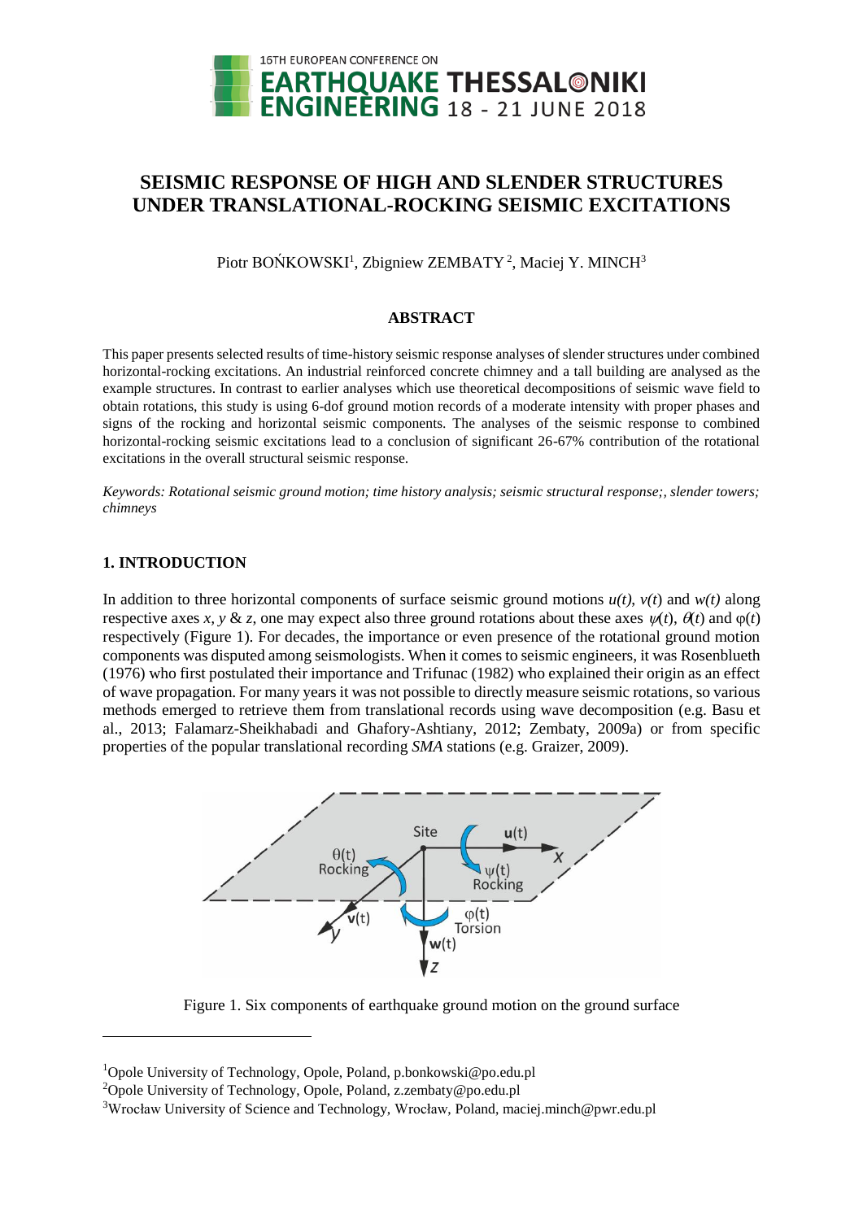# SEISMIC RESPONSE OF HIGH AND SLENDER STRUCTURES UNDER TRANSLATIONAL-ROCKING SEISMIC EXCITATIONS

Piotr BOŃKOWSKI[1], Zbigniew ZEMBATY[2], Maciej Y. MINCH[3]

## ABSTRACT

This paper presents selected results of time-history seismic response analyses of slender structures under combined horizontal-rocking excitations. An industrial reinforced concrete chimney and a tall building are analysed as the example structures. In contrast to earlier analyses which use theoretical decompositions of seismic wave field to obtain rotations, this study is using 6-dof ground motion records of a moderate intensity with proper phases and signs of the rocking and horizontal seismic components. The analyses of the seismic response to combined horizontal-rocking seismic excitations lead to a conclusion of significant 26-67% contribution of the rotational excitations in the overall structural seismic response.

*Keywords: Rotational seismic ground motion; time history analysis; seismic structural response;, slender towers; chimneys*

## 1. INTRODUCTION

In addition to three horizontal components of surface seismic ground motions $u(t)$, $v(t)$ and $w(t)$ along respective axes $x$, $y$ & $z$, one may expect also three ground rotations about these axes $\psi(t)$, $\theta(t)$ and $\varphi(t)$ respectively (Figure 1). For decades, the importance or even presence of the rotational ground motion components was disputed among seismologists. When it comes to seismic engineers, it was Rosenblueth (1976) who first postulated their importance and Trifunac (1982) who explained their origin as an effect of wave propagation. For many years it was not possible to directly measure seismic rotations, so various methods emerged to retrieve them from translational records using wave decomposition (e.g. Basu et al., 2013; Falamarz-Sheikhabadi and Ghafory-Ashtiany, 2012; Zembaty, 2009a) or from specific properties of the popular translational recording *SMA* stations (e.g. Graizer, 2009).

Figure 1. Six components of earthquake ground motion on the ground surface

[1]Opole University of Technology, Opole, Poland, p.bonkowski@po.edu.pl

[2]Opole University of Technology, Opole, Poland, z.zembaty@po.edu.pl

[3]Wrocław University of Science and Technology, Wrocław, Poland, maciej.minch@pwr.edu.pl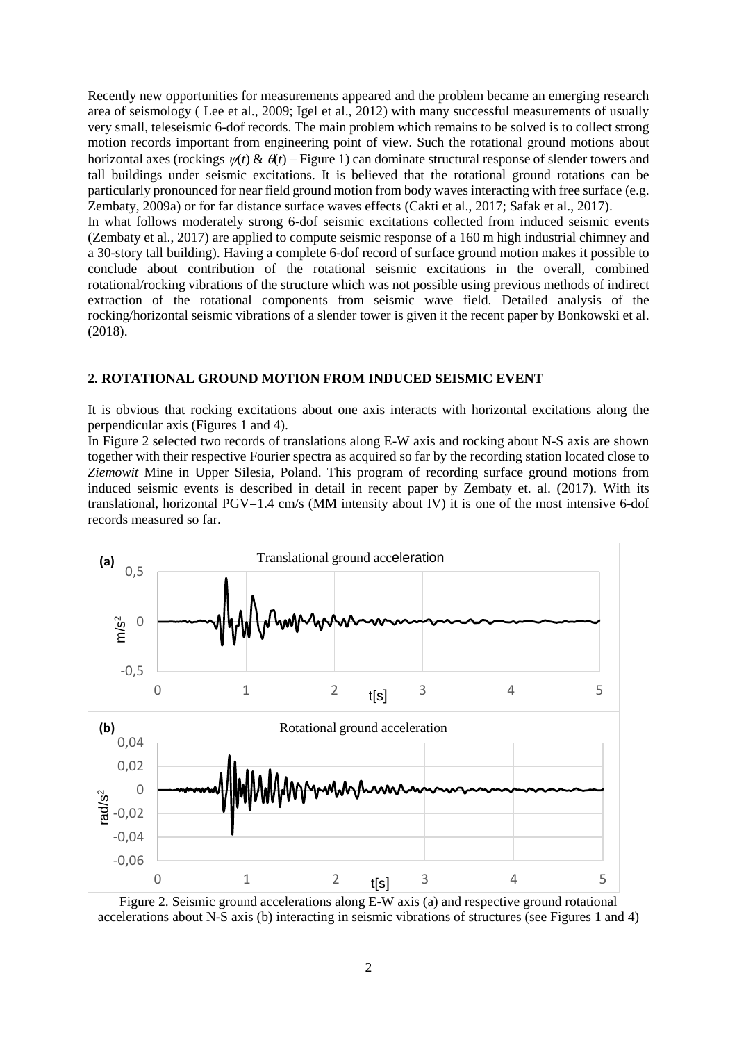Recently new opportunities for measurements appeared and the problem became an emerging research area of seismology ( Lee et al., 2009; Igel et al., 2012) with many successful measurements of usually very small, teleseismic 6-dof records. The main problem which remains to be solved is to collect strong motion records important from engineering point of view. Such the rotational ground motions about horizontal axes (rockings $\psi(t)$ & $\theta(t)$ – Figure 1) can dominate structural response of slender towers and tall buildings under seismic excitations. It is believed that the rotational ground rotations can be particularly pronounced for near field ground motion from body waves interacting with free surface (e.g. Zembaty, 2009a) or for far distance surface waves effects (Cakti et al., 2017; Safak et al., 2017).

In what follows moderately strong 6-dof seismic excitations collected from induced seismic events (Zembaty et al., 2017) are applied to compute seismic response of a 160 m high industrial chimney and a 30-story tall building). Having a complete 6-dof record of surface ground motion makes it possible to conclude about contribution of the rotational seismic excitations in the overall, combined rotational/rocking vibrations of the structure which was not possible using previous methods of indirect extraction of the rotational components from seismic wave field. Detailed analysis of the rocking/horizontal seismic vibrations of a slender tower is given it the recent paper by Bonkowski et al. (2018).

## 2. ROTATIONAL GROUND MOTION FROM INDUCED SEISMIC EVENT

It is obvious that rocking excitations about one axis interacts with horizontal excitations along the perpendicular axis (Figures 1 and 4).

In Figure 2 selected two records of translations along E-W axis and rocking about N-S axis are shown together with their respective Fourier spectra as acquired so far by the recording station located close to *Ziemowit* Mine in Upper Silesia, Poland. This program of recording surface ground motions from induced seismic events is described in detail in recent paper by Zembaty et. al. (2017). With its translational, horizontal PGV=1.4 cm/s (MM intensity about IV) it is one of the most intensive 6-dof records measured so far.

Figure 2. Seismic ground accelerations along E-W axis (a) and respective ground rotational accelerations about N-S axis (b) interacting in seismic vibrations of structures (see Figures 1 and 4)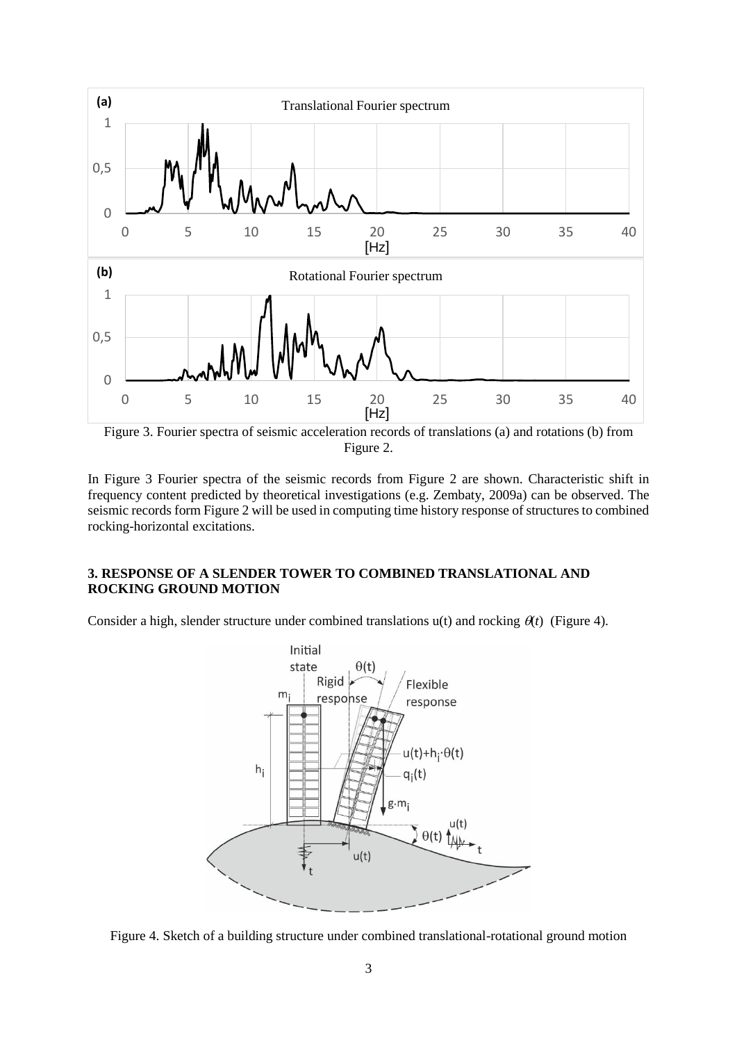Figure 3. Fourier spectra of seismic acceleration records of translations (a) and rotations (b) from Figure 2.

In Figure 3 Fourier spectra of the seismic records from Figure 2 are shown. Characteristic shift in frequency content predicted by theoretical investigations (e.g. Zembaty, 2009a) can be observed. The seismic records form Figure 2 will be used in computing time history response of structures to combined rocking-horizontal excitations.

## 3. RESPONSE OF A SLENDER TOWER TO COMBINED TRANSLATIONAL AND ROCKING GROUND MOTION

Consider a high, slender structure under combined translations u(t) and rocking $\theta(t)$ (Figure 4).

Figure 4. Sketch of a building structure under combined translational-rotational ground motion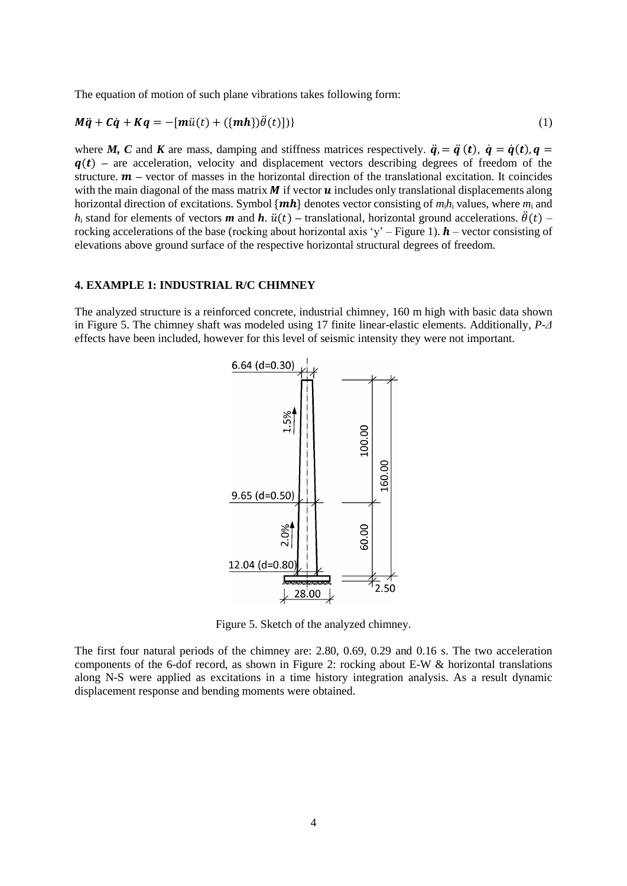The equation of motion of such plane vibrations takes following form:

$$\boldsymbol{M}\ddot{\boldsymbol{q}} + \boldsymbol{C}\dot{\boldsymbol{q}} + \boldsymbol{K}\boldsymbol{q} = -[\boldsymbol{m}\ddot{u}(t) + (\{\boldsymbol{mh}\})\ddot{\theta}(t)])\} \tag{1}$$

where ***M***, ***C*** and ***K*** are mass, damping and stiffness matrices respectively. $\ddot{\boldsymbol{q}}, = \ddot{\boldsymbol{q}}\,(\boldsymbol{t}),\ \dot{\boldsymbol{q}} = \dot{\boldsymbol{q}}(\boldsymbol{t}), \boldsymbol{q} = \boldsymbol{q}(\boldsymbol{t})$ – are acceleration, velocity and displacement vectors describing degrees of freedom of the structure. $\boldsymbol{m}$ – vector of masses in the horizontal direction of the translational excitation. It coincides with the main diagonal of the mass matrix $\boldsymbol{M}$ if vector $\boldsymbol{u}$ includes only translational displacements along horizontal direction of excitations. Symbol $\{\boldsymbol{mh}\}$ denotes vector consisting of $m_i h_i$ values, where $m_i$ and $h_i$ stand for elements of vectors $\boldsymbol{m}$ and $\boldsymbol{h}$. $\ddot{u}(t)$ – translational, horizontal ground accelerations. $\ddot{\theta}(t)$ – rocking accelerations of the base (rocking about horizontal axis 'y' – Figure 1). $\boldsymbol{h}$ – vector consisting of elevations above ground surface of the respective horizontal structural degrees of freedom.

## 4. EXAMPLE 1: INDUSTRIAL R/C CHIMNEY

The analyzed structure is a reinforced concrete, industrial chimney, 160 m high with basic data shown in Figure 5. The chimney shaft was modeled using 17 finite linear-elastic elements. Additionally, *P-Δ* effects have been included, however for this level of seismic intensity they were not important.

Figure 5. Sketch of the analyzed chimney.

The first four natural periods of the chimney are: 2.80, 0.69, 0.29 and 0.16 s. The two acceleration components of the 6-dof record, as shown in Figure 2: rocking about E-W & horizontal translations along N-S were applied as excitations in a time history integration analysis. As a result dynamic displacement response and bending moments were obtained.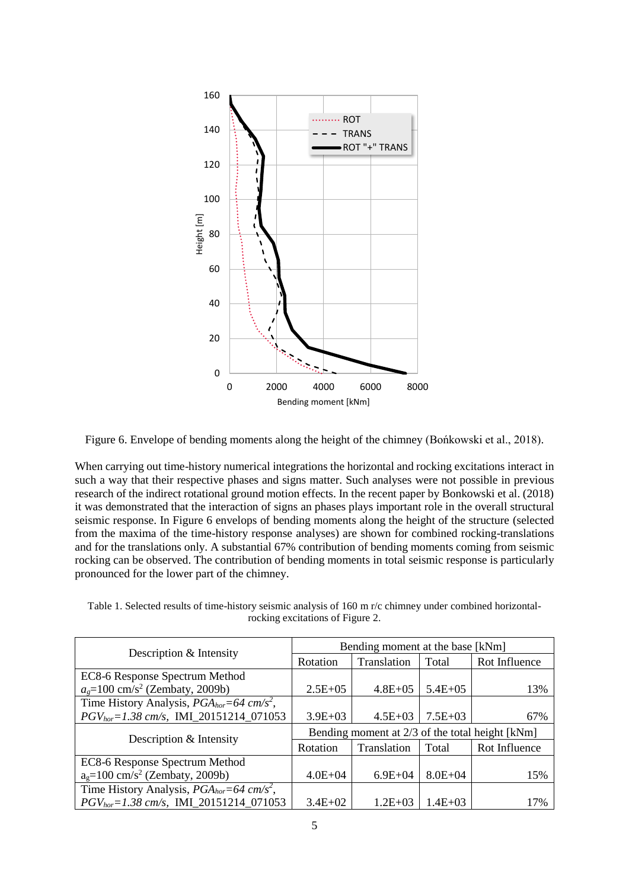Figure 6. Envelope of bending moments along the height of the chimney (Bońkowski et al., 2018).

When carrying out time-history numerical integrations the horizontal and rocking excitations interact in such a way that their respective phases and signs matter. Such analyses were not possible in previous research of the indirect rotational ground motion effects. In the recent paper by Bonkowski et al. (2018) it was demonstrated that the interaction of signs an phases plays important role in the overall structural seismic response. In Figure 6 envelops of bending moments along the height of the structure (selected from the maxima of the time-history response analyses) are shown for combined rocking-translations and for the translations only. A substantial 67% contribution of bending moments coming from seismic rocking can be observed. The contribution of bending moments in total seismic response is particularly pronounced for the lower part of the chimney.

Table 1. Selected results of time-history seismic analysis of 160 m r/c chimney under combined horizontal-rocking excitations of Figure 2.

| Description & Intensity | Bending moment at the base [kNm] | | | |
|---|---|---|---|---|
| | Rotation | Translation | Total | Rot Influence |
| EC8-6 Response Spectrum Method $a_g$=100 cm/s$^2$ (Zembaty, 2009b) | 2.5E+05 | 4.8E+05 | 5.4E+05 | 13% |
| Time History Analysis, $PGA_{hor}=64\ cm/s^2$, $PGV_{hor}=1.38\ cm/s$, IMI_20151214_071053 | 3.9E+03 | 4.5E+03 | 7.5E+03 | 67% |
| **Description & Intensity** | **Bending moment at 2/3 of the total height [kNm]** | | | |
| | Rotation | Translation | Total | Rot Influence |
| EC8-6 Response Spectrum Method $a_g$=100 cm/s$^2$ (Zembaty, 2009b) | 4.0E+04 | 6.9E+04 | 8.0E+04 | 15% |
| Time History Analysis, $PGA_{hor}=64\ cm/s^2$, $PGV_{hor}=1.38\ cm/s$, IMI_20151214_071053 | 3.4E+02 | 1.2E+03 | 1.4E+03 | 17% |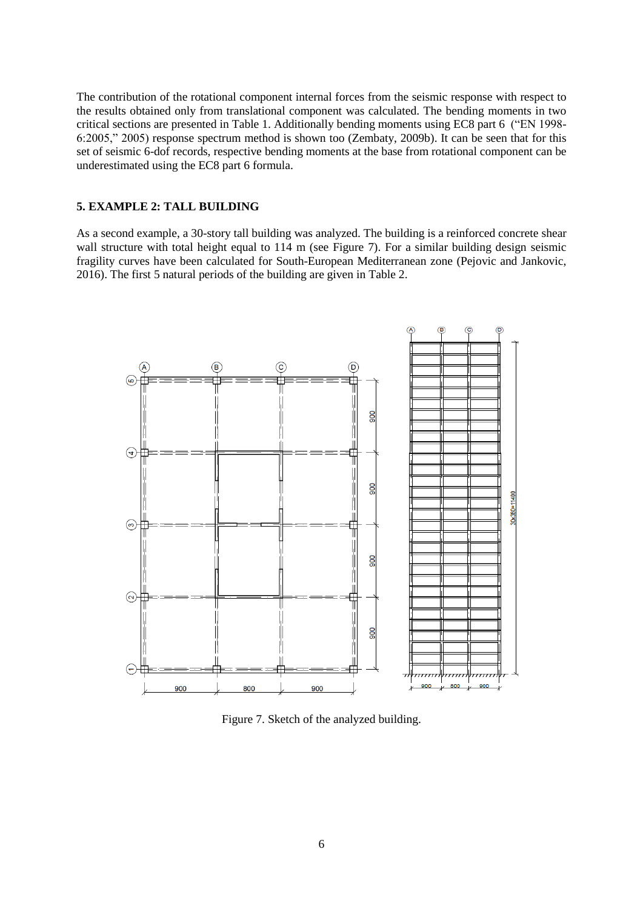The contribution of the rotational component internal forces from the seismic response with respect to the results obtained only from translational component was calculated. The bending moments in two critical sections are presented in Table 1. Additionally bending moments using EC8 part 6 ("EN 1998-6:2005," 2005) response spectrum method is shown too (Zembaty, 2009b). It can be seen that for this set of seismic 6-dof records, respective bending moments at the base from rotational component can be underestimated using the EC8 part 6 formula.

## 5. EXAMPLE 2: TALL BUILDING

As a second example, a 30-story tall building was analyzed. The building is a reinforced concrete shear wall structure with total height equal to 114 m (see Figure 7). For a similar building design seismic fragility curves have been calculated for South-European Mediterranean zone (Pejovic and Jankovic, 2016). The first 5 natural periods of the building are given in Table 2.

Figure 7. Sketch of the analyzed building.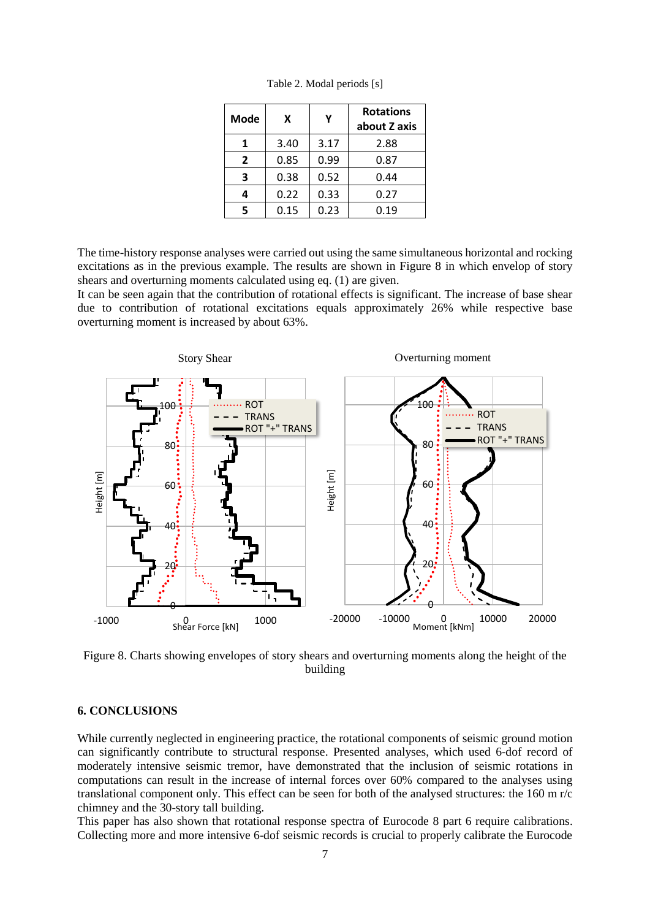Table 2. Modal periods [s]

| Mode | X | Y | Rotations about Z axis |
|---|---|---|---|
| 1 | 3.40 | 3.17 | 2.88 |
| 2 | 0.85 | 0.99 | 0.87 |
| 3 | 0.38 | 0.52 | 0.44 |
| 4 | 0.22 | 0.33 | 0.27 |
| 5 | 0.15 | 0.23 | 0.19 |

The time-history response analyses were carried out using the same simultaneous horizontal and rocking excitations as in the previous example. The results are shown in Figure 8 in which envelop of story shears and overturning moments calculated using eq. (1) are given.
It can be seen again that the contribution of rotational effects is significant. The increase of base shear due to contribution of rotational excitations equals approximately 26% while respective base overturning moment is increased by about 63%.

Figure 8. Charts showing envelopes of story shears and overturning moments along the height of the building

## 6. CONCLUSIONS

While currently neglected in engineering practice, the rotational components of seismic ground motion can significantly contribute to structural response. Presented analyses, which used 6-dof record of moderately intensive seismic tremor, have demonstrated that the inclusion of seismic rotations in computations can result in the increase of internal forces over 60% compared to the analyses using translational component only. This effect can be seen for both of the analysed structures: the 160 m r/c chimney and the 30-story tall building.
This paper has also shown that rotational response spectra of Eurocode 8 part 6 require calibrations. Collecting more and more intensive 6-dof seismic records is crucial to properly calibrate the Eurocode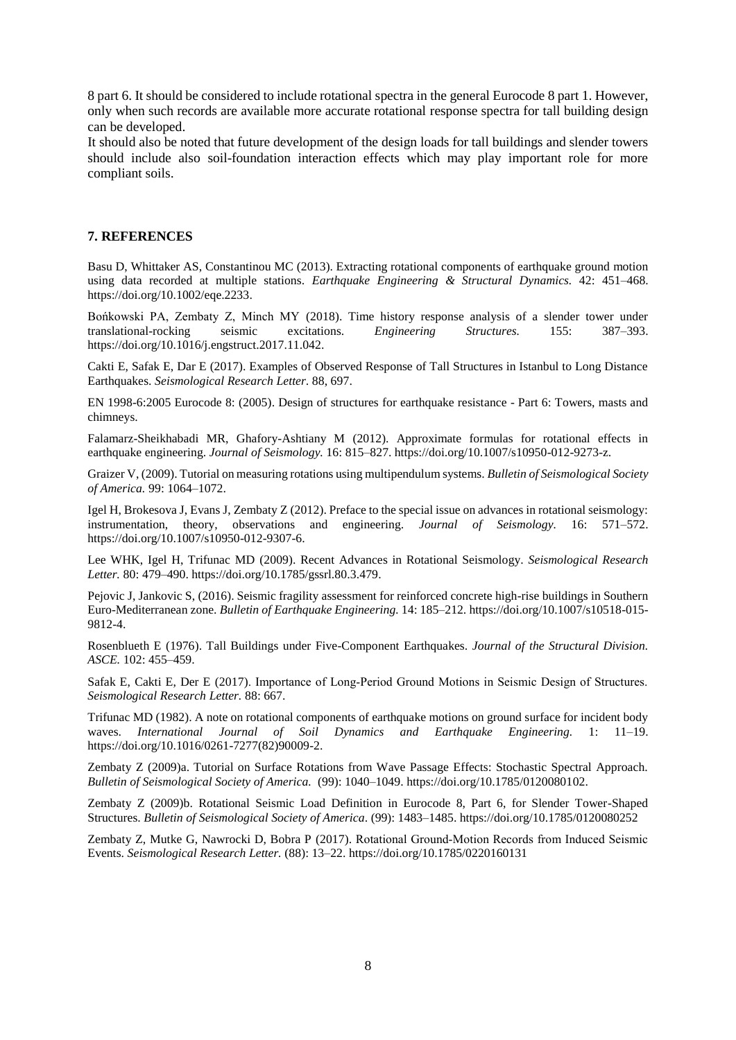8 part 6. It should be considered to include rotational spectra in the general Eurocode 8 part 1. However, only when such records are available more accurate rotational response spectra for tall building design can be developed.

It should also be noted that future development of the design loads for tall buildings and slender towers should include also soil-foundation interaction effects which may play important role for more compliant soils.

## 7. REFERENCES

Basu D, Whittaker AS, Constantinou MC (2013). Extracting rotational components of earthquake ground motion using data recorded at multiple stations. *Earthquake Engineering & Structural Dynamics.* 42: 451–468. https://doi.org/10.1002/eqe.2233.

Bońkowski PA, Zembaty Z, Minch MY (2018). Time history response analysis of a slender tower under translational-rocking seismic excitations. *Engineering Structures.* 155: 387–393. https://doi.org/10.1016/j.engstruct.2017.11.042.

Cakti E, Safak E, Dar E (2017). Examples of Observed Response of Tall Structures in Istanbul to Long Distance Earthquakes. *Seismological Research Letter.* 88, 697.

EN 1998-6:2005 Eurocode 8: (2005). Design of structures for earthquake resistance - Part 6: Towers, masts and chimneys.

Falamarz-Sheikhabadi MR, Ghafory-Ashtiany M (2012). Approximate formulas for rotational effects in earthquake engineering. *Journal of Seismology.* 16: 815–827. https://doi.org/10.1007/s10950-012-9273-z.

Graizer V, (2009). Tutorial on measuring rotations using multipendulum systems. *Bulletin of Seismological Society of America.* 99: 1064–1072.

Igel H, Brokesova J, Evans J, Zembaty Z (2012). Preface to the special issue on advances in rotational seismology: instrumentation, theory, observations and engineering. *Journal of Seismology.* 16: 571–572. https://doi.org/10.1007/s10950-012-9307-6.

Lee WHK, Igel H, Trifunac MD (2009). Recent Advances in Rotational Seismology. *Seismological Research Letter.* 80: 479–490. https://doi.org/10.1785/gssrl.80.3.479.

Pejovic J, Jankovic S, (2016). Seismic fragility assessment for reinforced concrete high-rise buildings in Southern Euro-Mediterranean zone. *Bulletin of Earthquake Engineering.* 14: 185–212. https://doi.org/10.1007/s10518-015-9812-4.

Rosenblueth E (1976). Tall Buildings under Five-Component Earthquakes. *Journal of the Structural Division. ASCE.* 102: 455–459.

Safak E, Cakti E, Der E (2017). Importance of Long-Period Ground Motions in Seismic Design of Structures. *Seismological Research Letter.* 88: 667.

Trifunac MD (1982). A note on rotational components of earthquake motions on ground surface for incident body waves. *International Journal of Soil Dynamics and Earthquake Engineering.* 1: 11–19. https://doi.org/10.1016/0261-7277(82)90009-2.

Zembaty Z (2009)a. Tutorial on Surface Rotations from Wave Passage Effects: Stochastic Spectral Approach. *Bulletin of Seismological Society of America.* (99): 1040–1049. https://doi.org/10.1785/0120080102.

Zembaty Z (2009)b. Rotational Seismic Load Definition in Eurocode 8, Part 6, for Slender Tower-Shaped Structures. *Bulletin of Seismological Society of America*. (99): 1483–1485. https://doi.org/10.1785/0120080252

Zembaty Z, Mutke G, Nawrocki D, Bobra P (2017). Rotational Ground-Motion Records from Induced Seismic Events. *Seismological Research Letter.* (88): 13–22. https://doi.org/10.1785/0220160131